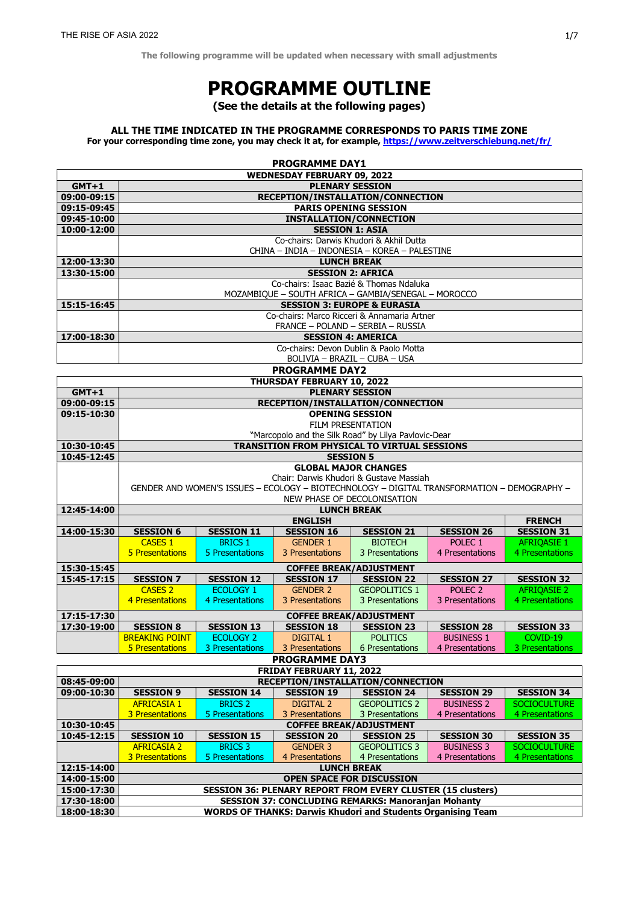The following programme will be updated when necessary with small adjustments

# PROGRAMME OUTLINE

**(See the details at the following pages)**

**ALL THE TIME INDICATED IN THE PROGRAMME CORRESPONDS TO PARIS TIME ZONE**
**For your corresponding time zone, you may check it at, for example, https://www.zeitverschiebung.net/fr/**

## PROGRAMME DAY1

**WEDNESDAY FEBRUARY 09, 2022**

| GMT+1 | PLENARY SESSION |
|---|---|
| 09:00-09:15 | **RECEPTION/INSTALLATION/CONNECTION** |
| 09:15-09:45 | **PARIS OPENING SESSION** |
| 09:45-10:00 | **INSTALLATION/CONNECTION** |
| 10:00-12:00 | **SESSION 1: ASIA** |
| | Co-chairs: Darwis Khudori & Akhil Dutta<br>CHINA – INDIA – INDONESIA – KOREA – PALESTINE |
| 12:00-13:30 | **LUNCH BREAK** |
| 13:30-15:00 | **SESSION 2: AFRICA** |
| | Co-chairs: Isaac Bazié & Thomas Ndaluka<br>MOZAMBIQUE – SOUTH AFRICA – GAMBIA/SENEGAL – MOROCCO |
| 15:15-16:45 | **SESSION 3: EUROPE & EURASIA** |
| | Co-chairs: Marco Ricceri & Annamaria Artner<br>FRANCE – POLAND – SERBIA – RUSSIA |
| 17:00-18:30 | **SESSION 4: AMERICA** |
| | Co-chairs: Devon Dublin & Paolo Motta<br>BOLIVIA – BRAZIL – CUBA – USA |

## PROGRAMME DAY2

**THURSDAY FEBRUARY 10, 2022**

| GMT+1 | PLENARY SESSION |
|---|---|
| 09:00-09:15 | **RECEPTION/INSTALLATION/CONNECTION** |
| 09:15-10:30 | **OPENING SESSION**<br>FILM PRESENTATION<br>"Marcopolo and the Silk Road" by Lilya Pavlovic-Dear |
| 10:30-10:45 | **TRANSITION FROM PHYSICAL TO VIRTUAL SESSIONS** |
| 10:45-12:45 | **SESSION 5** |
| | **GLOBAL MAJOR CHANGES**<br>Chair: Darwis Khudori & Gustave Massiah<br>GENDER AND WOMEN'S ISSUES – ECOLOGY – BIOTECHNOLOGY – DIGITAL TRANSFORMATION – DEMOGRAPHY – NEW PHASE OF DECOLONISATION |
| 12:45-14:00 | **LUNCH BREAK** |

| | ENGLISH | | | | | FRENCH |
|---|---|---|---|---|---|---|
| 14:00-15:30 | **SESSION 6** | **SESSION 11** | **SESSION 16** | **SESSION 21** | **SESSION 26** | **SESSION 31** |
| | CASES 1<br>5 Presentations | BRICS 1<br>5 Presentations | GENDER 1<br>3 Presentations | BIOTECH<br>3 Presentations | POLEC 1<br>4 Presentations | AFRIQASIE 1<br>4 Presentations |
| 15:30-15:45 | **COFFEE BREAK/ADJUSTMENT** | | | | | |
| 15:45-17:15 | **SESSION 7** | **SESSION 12** | **SESSION 17** | **SESSION 22** | **SESSION 27** | **SESSION 32** |
| | CASES 2<br>4 Presentations | ECOLOGY 1<br>4 Presentations | GENDER 2<br>3 Presentations | GEOPOLITICS 1<br>3 Presentations | POLEC 2<br>3 Presentations | AFRIQASIE 2<br>4 Presentations |
| 17:15-17:30 | **COFFEE BREAK/ADJUSTMENT** | | | | | |
| 17:30-19:00 | **SESSION 8** | **SESSION 13** | **SESSION 18** | **SESSION 23** | **SESSION 28** | **SESSION 33** |
| | BREAKING POINT<br>5 Presentations | ECOLOGY 2<br>3 Presentations | DIGITAL 1<br>3 Presentations | POLITICS<br>6 Presentations | BUSINESS 1<br>4 Presentations | COVID-19<br>3 Presentations |

## PROGRAMME DAY3

**FRIDAY FEBRUARY 11, 2022**

| 08:45-09:00 | RECEPTION/INSTALLATION/CONNECTION | | | | | |
|---|---|---|---|---|---|---|
| 09:00-10:30 | **SESSION 9** | **SESSION 14** | **SESSION 19** | **SESSION 24** | **SESSION 29** | **SESSION 34** |
| | AFRICASIA 1<br>3 Presentations | BRICS 2<br>5 Presentations | DIGITAL 2<br>3 Presentations | GEOPOLITICS 2<br>3 Presentations | BUSINESS 2<br>4 Presentations | SOCIOCULTURE<br>4 Presentations |
| 10:30-10:45 | **COFFEE BREAK/ADJUSTMENT** | | | | | |
| 10:45-12:15 | **SESSION 10** | **SESSION 15** | **SESSION 20** | **SESSION 25** | **SESSION 30** | **SESSION 35** |
| | AFRICASIA 2<br>3 Presentations | BRICS 3<br>5 Presentations | GENDER 3<br>4 Presentations | GEOPOLITICS 3<br>4 Presentations | BUSINESS 3<br>4 Presentations | SOCIOCULTURE<br>4 Presentations |
| 12:15-14:00 | **LUNCH BREAK** | | | | | |
| 14:00-15:00 | **OPEN SPACE FOR DISCUSSION** | | | | | |
| 15:00-17:30 | **SESSION 36: PLENARY REPORT FROM EVERY CLUSTER (15 clusters)** | | | | | |
| 17:30-18:00 | **SESSION 37: CONCLUDING REMARKS: Manoranjan Mohanty** | | | | | |
| 18:00-18:30 | **WORDS OF THANKS: Darwis Khudori and Students Organising Team** | | | | | |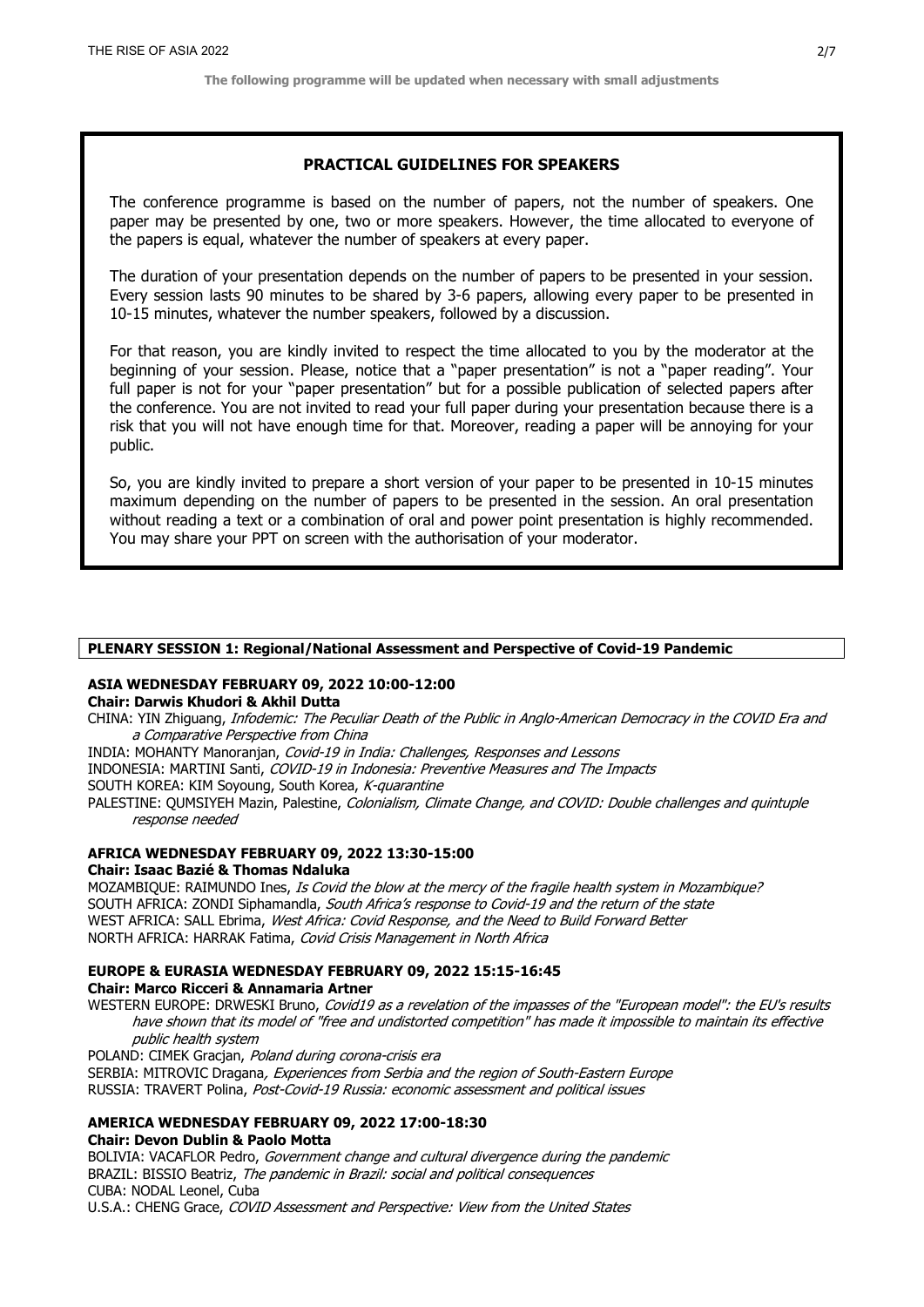**The following programme will be updated when necessary with small adjustments**

## PRACTICAL GUIDELINES FOR SPEAKERS

The conference programme is based on the number of papers, not the number of speakers. One paper may be presented by one, two or more speakers. However, the time allocated to everyone of the papers is equal, whatever the number of speakers at every paper.

The duration of your presentation depends on the number of papers to be presented in your session. Every session lasts 90 minutes to be shared by 3-6 papers, allowing every paper to be presented in 10-15 minutes, whatever the number speakers, followed by a discussion.

For that reason, you are kindly invited to respect the time allocated to you by the moderator at the beginning of your session. Please, notice that a "paper presentation" is not a "paper reading". Your full paper is not for your "paper presentation" but for a possible publication of selected papers after the conference. You are not invited to read your full paper during your presentation because there is a risk that you will not have enough time for that. Moreover, reading a paper will be annoying for your public.

So, you are kindly invited to prepare a short version of your paper to be presented in 10-15 minutes maximum depending on the number of papers to be presented in the session. An oral presentation without reading a text or a combination of oral and power point presentation is highly recommended. You may share your PPT on screen with the authorisation of your moderator.

## PLENARY SESSION 1: Regional/National Assessment and Perspective of Covid-19 Pandemic

### ASIA WEDNESDAY FEBRUARY 09, 2022 10:00-12:00

**Chair: Darwis Khudori & Akhil Dutta**

CHINA: YIN Zhiguang, *Infodemic: The Peculiar Death of the Public in Anglo-American Democracy in the COVID Era and a Comparative Perspective from China*
INDIA: MOHANTY Manoranjan, *Covid-19 in India: Challenges, Responses and Lessons*
INDONESIA: MARTINI Santi, *COVID-19 in Indonesia: Preventive Measures and The Impacts*
SOUTH KOREA: KIM Soyoung, South Korea, *K-quarantine*
PALESTINE: QUMSIYEH Mazin, Palestine, *Colonialism, Climate Change, and COVID: Double challenges and quintuple response needed*

### AFRICA WEDNESDAY FEBRUARY 09, 2022 13:30-15:00

**Chair: Isaac Bazié & Thomas Ndaluka**

MOZAMBIQUE: RAIMUNDO Ines, *Is Covid the blow at the mercy of the fragile health system in Mozambique?*
SOUTH AFRICA: ZONDI Siphamandla, *South Africa's response to Covid-19 and the return of the state*
WEST AFRICA: SALL Ebrima, *West Africa: Covid Response, and the Need to Build Forward Better*
NORTH AFRICA: HARRAK Fatima, *Covid Crisis Management in North Africa*

### EUROPE & EURASIA WEDNESDAY FEBRUARY 09, 2022 15:15-16:45

**Chair: Marco Ricceri & Annamaria Artner**

WESTERN EUROPE: DRWESKI Bruno, *Covid19 as a revelation of the impasses of the "European model": the EU's results have shown that its model of "free and undistorted competition" has made it impossible to maintain its effective public health system*
POLAND: CIMEK Gracjan, *Poland during corona-crisis era*
SERBIA: MITROVIC Dragana*, Experiences from Serbia and the region of South-Eastern Europe*
RUSSIA: TRAVERT Polina, *Post-Covid-19 Russia: economic assessment and political issues*

### AMERICA WEDNESDAY FEBRUARY 09, 2022 17:00-18:30

**Chair: Devon Dublin & Paolo Motta**

BOLIVIA: VACAFLOR Pedro, *Government change and cultural divergence during the pandemic*
BRAZIL: BISSIO Beatriz, *The pandemic in Brazil: social and political consequences*
CUBA: NODAL Leonel, Cuba
U.S.A.: CHENG Grace, *COVID Assessment and Perspective: View from the United States*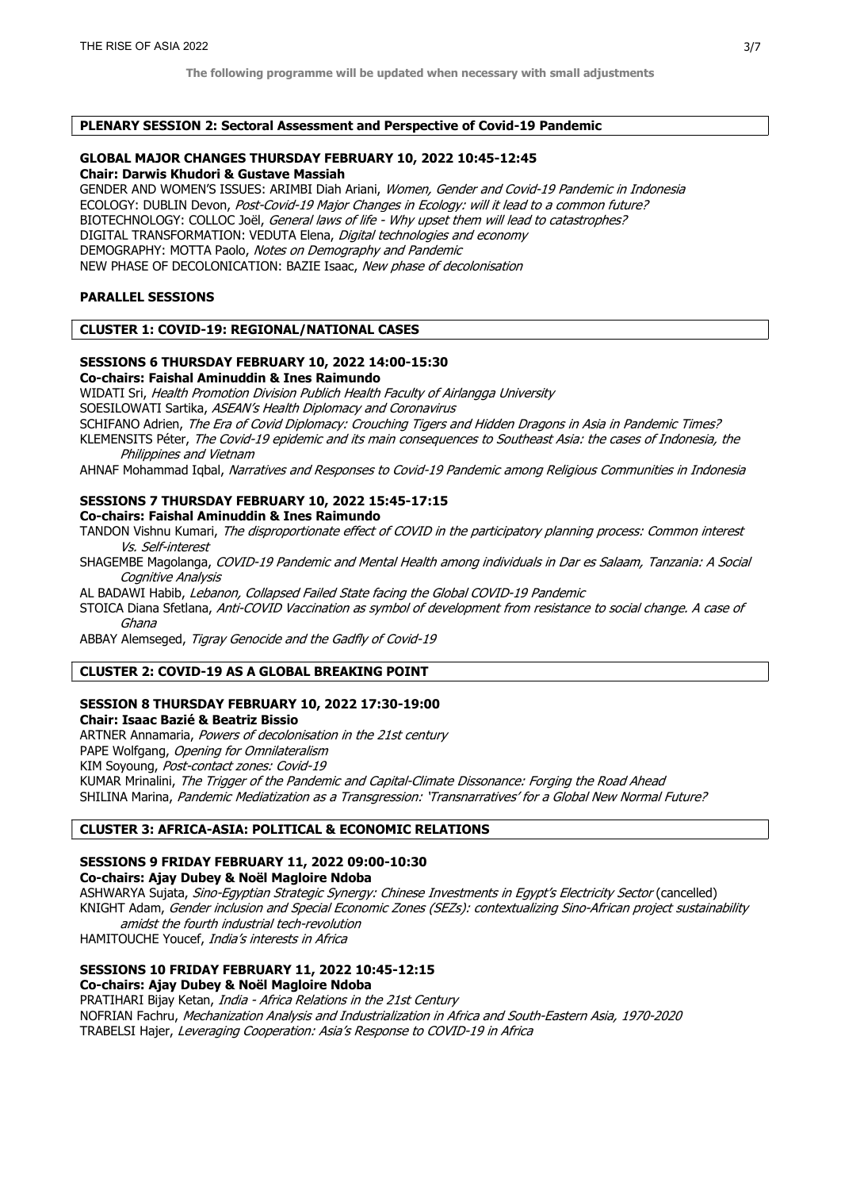**The following programme will be updated when necessary with small adjustments**

## PLENARY SESSION 2: Sectoral Assessment and Perspective of Covid-19 Pandemic

### GLOBAL MAJOR CHANGES THURSDAY FEBRUARY 10, 2022 10:45-12:45

**Chair: Darwis Khudori & Gustave Massiah**

GENDER AND WOMEN'S ISSUES: ARIMBI Diah Ariani, *Women, Gender and Covid-19 Pandemic in Indonesia*
ECOLOGY: DUBLIN Devon, *Post-Covid-19 Major Changes in Ecology: will it lead to a common future?*
BIOTECHNOLOGY: COLLOC Joël, *General laws of life - Why upset them will lead to catastrophes?*
DIGITAL TRANSFORMATION: VEDUTA Elena, *Digital technologies and economy*
DEMOGRAPHY: MOTTA Paolo, *Notes on Demography and Pandemic*
NEW PHASE OF DECOLONICATION: BAZIE Isaac, *New phase of decolonisation*

## PARALLEL SESSIONS

## CLUSTER 1: COVID-19: REGIONAL/NATIONAL CASES

### SESSIONS 6 THURSDAY FEBRUARY 10, 2022 14:00-15:30

**Co-chairs: Faishal Aminuddin & Ines Raimundo**

WIDATI Sri, *Health Promotion Division Publich Health Faculty of Airlangga University*
SOESILOWATI Sartika, *ASEAN's Health Diplomacy and Coronavirus*
SCHIFANO Adrien, *The Era of Covid Diplomacy: Crouching Tigers and Hidden Dragons in Asia in Pandemic Times?*
KLEMENSITS Péter, *The Covid-19 epidemic and its main consequences to Southeast Asia: the cases of Indonesia, the Philippines and Vietnam*
AHNAF Mohammad Iqbal, *Narratives and Responses to Covid-19 Pandemic among Religious Communities in Indonesia*

### SESSIONS 7 THURSDAY FEBRUARY 10, 2022 15:45-17:15

**Co-chairs: Faishal Aminuddin & Ines Raimundo**

TANDON Vishnu Kumari, *The disproportionate effect of COVID in the participatory planning process: Common interest Vs. Self-interest*
SHAGEMBE Magolanga, *COVID-19 Pandemic and Mental Health among individuals in Dar es Salaam, Tanzania: A Social Cognitive Analysis*
AL BADAWI Habib, *Lebanon, Collapsed Failed State facing the Global COVID-19 Pandemic*
STOICA Diana Sfetlana, *Anti-COVID Vaccination as symbol of development from resistance to social change. A case of Ghana*
ABBAY Alemseged, *Tigray Genocide and the Gadfly of Covid-19*

## CLUSTER 2: COVID-19 AS A GLOBAL BREAKING POINT

### SESSION 8 THURSDAY FEBRUARY 10, 2022 17:30-19:00

**Chair: Isaac Bazié & Beatriz Bissio**

ARTNER Annamaria, *Powers of decolonisation in the 21st century*
PAPE Wolfgang, *Opening for Omnilateralism*
KIM Soyoung, *Post-contact zones: Covid-19*
KUMAR Mrinalini, *The Trigger of the Pandemic and Capital-Climate Dissonance: Forging the Road Ahead*
SHILINA Marina, *Pandemic Mediatization as a Transgression: 'Transnarratives' for a Global New Normal Future?*

## CLUSTER 3: AFRICA-ASIA: POLITICAL & ECONOMIC RELATIONS

### SESSIONS 9 FRIDAY FEBRUARY 11, 2022 09:00-10:30

**Co-chairs: Ajay Dubey & Noël Magloire Ndoba**

ASHWARYA Sujata, *Sino-Egyptian Strategic Synergy: Chinese Investments in Egypt's Electricity Sector* (cancelled)
KNIGHT Adam, *Gender inclusion and Special Economic Zones (SEZs): contextualizing Sino-African project sustainability amidst the fourth industrial tech-revolution*
HAMITOUCHE Youcef, *India's interests in Africa*

### SESSIONS 10 FRIDAY FEBRUARY 11, 2022 10:45-12:15

**Co-chairs: Ajay Dubey & Noël Magloire Ndoba**

PRATIHARI Bijay Ketan, *India - Africa Relations in the 21st Century*
NOFRIAN Fachru, *Mechanization Analysis and Industrialization in Africa and South-Eastern Asia, 1970-2020*
TRABELSI Hajer, *Leveraging Cooperation: Asia's Response to COVID-19 in Africa*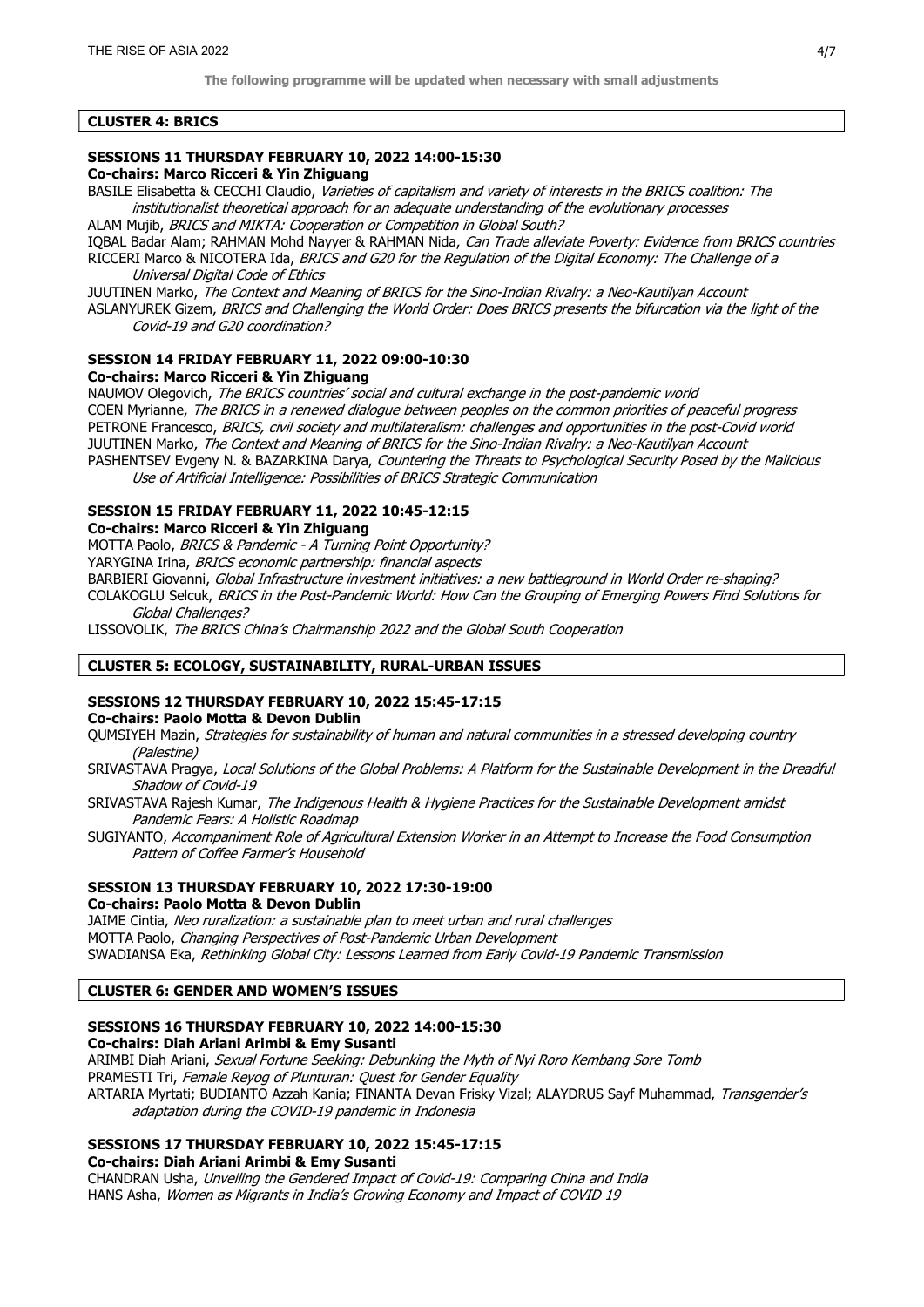**The following programme will be updated when necessary with small adjustments**

## CLUSTER 4: BRICS

### SESSIONS 11 THURSDAY FEBRUARY 10, 2022 14:00-15:30

**Co-chairs: Marco Ricceri & Yin Zhiguang**

BASILE Elisabetta & CECCHI Claudio, *Varieties of capitalism and variety of interests in the BRICS coalition: The institutionalist theoretical approach for an adequate understanding of the evolutionary processes*

ALAM Mujib, *BRICS and MIKTA: Cooperation or Competition in Global South?*

IQBAL Badar Alam; RAHMAN Mohd Nayyer & RAHMAN Nida, *Can Trade alleviate Poverty: Evidence from BRICS countries*

RICCERI Marco & NICOTERA Ida, *BRICS and G20 for the Regulation of the Digital Economy: The Challenge of a Universal Digital Code of Ethics*

JUUTINEN Marko, *The Context and Meaning of BRICS for the Sino-Indian Rivalry: a Neo-Kautilyan Account*

ASLANYUREK Gizem, *BRICS and Challenging the World Order: Does BRICS presents the bifurcation via the light of the Covid-19 and G20 coordination?*

### SESSION 14 FRIDAY FEBRUARY 11, 2022 09:00-10:30

**Co-chairs: Marco Ricceri & Yin Zhiguang**

NAUMOV Olegovich, *The BRICS countries' social and cultural exchange in the post-pandemic world*

COEN Myrianne, *The BRICS in a renewed dialogue between peoples on the common priorities of peaceful progress*

PETRONE Francesco, *BRICS, civil society and multilateralism: challenges and opportunities in the post-Covid world*

JUUTINEN Marko, *The Context and Meaning of BRICS for the Sino-Indian Rivalry: a Neo-Kautilyan Account*

PASHENTSEV Evgeny N. & BAZARKINA Darya, *Countering the Threats to Psychological Security Posed by the Malicious Use of Artificial Intelligence: Possibilities of BRICS Strategic Communication*

### SESSION 15 FRIDAY FEBRUARY 11, 2022 10:45-12:15

**Co-chairs: Marco Ricceri & Yin Zhiguang**

MOTTA Paolo, *BRICS & Pandemic - A Turning Point Opportunity?*

YARYGINA Irina, *BRICS economic partnership: financial aspects*

BARBIERI Giovanni, *Global Infrastructure investment initiatives: a new battleground in World Order re-shaping?*

COLAKOGLU Selcuk, *BRICS in the Post-Pandemic World: How Can the Grouping of Emerging Powers Find Solutions for Global Challenges?*

LISSOVOLIK, *The BRICS China's Chairmanship 2022 and the Global South Cooperation*

## CLUSTER 5: ECOLOGY, SUSTAINABILITY, RURAL-URBAN ISSUES

### SESSIONS 12 THURSDAY FEBRUARY 10, 2022 15:45-17:15

**Co-chairs: Paolo Motta & Devon Dublin**

QUMSIYEH Mazin, *Strategies for sustainability of human and natural communities in a stressed developing country (Palestine)*

SRIVASTAVA Pragya, *Local Solutions of the Global Problems: A Platform for the Sustainable Development in the Dreadful Shadow of Covid-19*

SRIVASTAVA Rajesh Kumar, *The Indigenous Health & Hygiene Practices for the Sustainable Development amidst Pandemic Fears: A Holistic Roadmap*

SUGIYANTO, *Accompaniment Role of Agricultural Extension Worker in an Attempt to Increase the Food Consumption Pattern of Coffee Farmer's Household*

### SESSION 13 THURSDAY FEBRUARY 10, 2022 17:30-19:00

**Co-chairs: Paolo Motta & Devon Dublin**

JAIME Cintia, *Neo ruralization: a sustainable plan to meet urban and rural challenges*

MOTTA Paolo, *Changing Perspectives of Post-Pandemic Urban Development*

SWADIANSA Eka, *Rethinking Global City: Lessons Learned from Early Covid-19 Pandemic Transmission*

## CLUSTER 6: GENDER AND WOMEN'S ISSUES

### SESSIONS 16 THURSDAY FEBRUARY 10, 2022 14:00-15:30

**Co-chairs: Diah Ariani Arimbi & Emy Susanti**

ARIMBI Diah Ariani, *Sexual Fortune Seeking: Debunking the Myth of Nyi Roro Kembang Sore Tomb*

PRAMESTI Tri, *Female Reyog of Plunturan: Quest for Gender Equality*

ARTARIA Myrtati; BUDIANTO Azzah Kania; FINANTA Devan Frisky Vizal; ALAYDRUS Sayf Muhammad, *Transgender's adaptation during the COVID-19 pandemic in Indonesia*

### SESSIONS 17 THURSDAY FEBRUARY 10, 2022 15:45-17:15

**Co-chairs: Diah Ariani Arimbi & Emy Susanti**

CHANDRAN Usha, *Unveiling the Gendered Impact of Covid-19: Comparing China and India*

HANS Asha, *Women as Migrants in India's Growing Economy and Impact of COVID 19*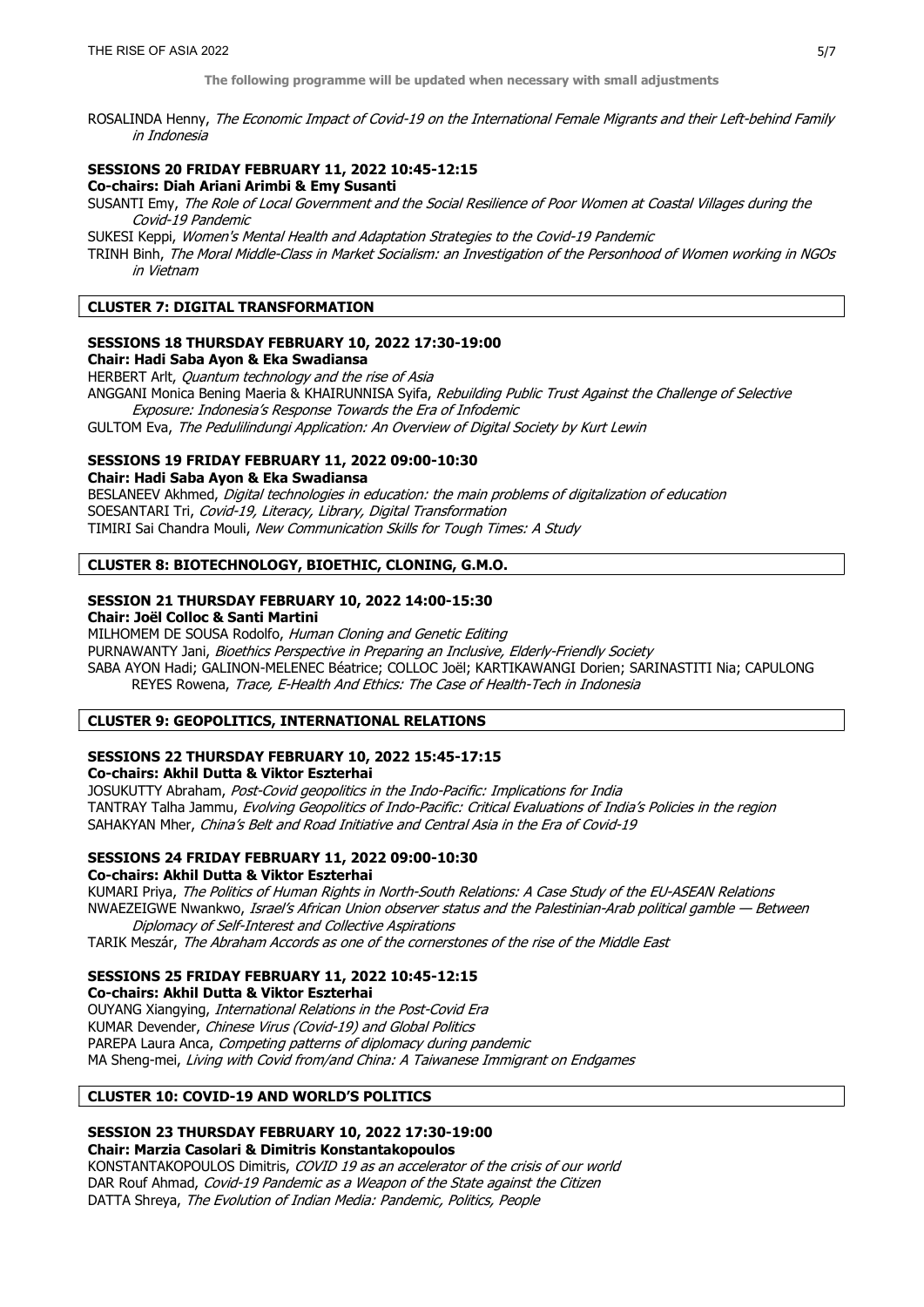**The following programme will be updated when necessary with small adjustments**

ROSALINDA Henny, *The Economic Impact of Covid-19 on the International Female Migrants and their Left-behind Family in Indonesia*

### SESSIONS 20 FRIDAY FEBRUARY 11, 2022 10:45-12:15

**Co-chairs: Diah Ariani Arimbi & Emy Susanti**

SUSANTI Emy, *The Role of Local Government and the Social Resilience of Poor Women at Coastal Villages during the Covid-19 Pandemic*

SUKESI Keppi, *Women's Mental Health and Adaptation Strategies to the Covid-19 Pandemic*

TRINH Binh, *The Moral Middle-Class in Market Socialism: an Investigation of the Personhood of Women working in NGOs in Vietnam*

## CLUSTER 7: DIGITAL TRANSFORMATION

### SESSIONS 18 THURSDAY FEBRUARY 10, 2022 17:30-19:00

**Chair: Hadi Saba Ayon & Eka Swadiansa**

HERBERT Arlt, *Quantum technology and the rise of Asia*

ANGGANI Monica Bening Maeria & KHAIRUNNISA Syifa, *Rebuilding Public Trust Against the Challenge of Selective Exposure: Indonesia's Response Towards the Era of Infodemic*

GULTOM Eva, *The Pedulilindungi Application: An Overview of Digital Society by Kurt Lewin*

### SESSIONS 19 FRIDAY FEBRUARY 11, 2022 09:00-10:30

**Chair: Hadi Saba Ayon & Eka Swadiansa**

BESLANEEV Akhmed, *Digital technologies in education: the main problems of digitalization of education*

SOESANTARI Tri, *Covid-19, Literacy, Library, Digital Transformation*

TIMIRI Sai Chandra Mouli, *New Communication Skills for Tough Times: A Study*

## CLUSTER 8: BIOTECHNOLOGY, BIOETHIC, CLONING, G.M.O.

### SESSION 21 THURSDAY FEBRUARY 10, 2022 14:00-15:30

**Chair: Joël Colloc & Santi Martini**

MILHOMEM DE SOUSA Rodolfo, *Human Cloning and Genetic Editing*

PURNAWANTY Jani, *Bioethics Perspective in Preparing an Inclusive, Elderly-Friendly Society*

SABA AYON Hadi; GALINON-MELENEC Béatrice; COLLOC Joël; KARTIKAWANGI Dorien; SARINASTITI Nia; CAPULONG REYES Rowena, *Trace, E-Health And Ethics: The Case of Health-Tech in Indonesia*

## CLUSTER 9: GEOPOLITICS, INTERNATIONAL RELATIONS

### SESSIONS 22 THURSDAY FEBRUARY 10, 2022 15:45-17:15

**Co-chairs: Akhil Dutta & Viktor Eszterhai**

JOSUKUTTY Abraham, *Post-Covid geopolitics in the Indo-Pacific: Implications for India*

TANTRAY Talha Jammu, *Evolving Geopolitics of Indo-Pacific: Critical Evaluations of India's Policies in the region*

SAHAKYAN Mher, *China's Belt and Road Initiative and Central Asia in the Era of Covid-19*

### SESSIONS 24 FRIDAY FEBRUARY 11, 2022 09:00-10:30

**Co-chairs: Akhil Dutta & Viktor Eszterhai**

KUMARI Priya, *The Politics of Human Rights in North-South Relations: A Case Study of the EU-ASEAN Relations*

NWAEZEIGWE Nwankwo, *Israel's African Union observer status and the Palestinian-Arab political gamble — Between Diplomacy of Self-Interest and Collective Aspirations*

TARIK Meszár, *The Abraham Accords as one of the cornerstones of the rise of the Middle East*

### SESSIONS 25 FRIDAY FEBRUARY 11, 2022 10:45-12:15

**Co-chairs: Akhil Dutta & Viktor Eszterhai**

OUYANG Xiangying, *International Relations in the Post-Covid Era*

KUMAR Devender, *Chinese Virus (Covid-19) and Global Politics*

PAREPA Laura Anca, *Competing patterns of diplomacy during pandemic*

MA Sheng-mei, *Living with Covid from/and China: A Taiwanese Immigrant on Endgames*

## CLUSTER 10: COVID-19 AND WORLD'S POLITICS

### SESSION 23 THURSDAY FEBRUARY 10, 2022 17:30-19:00

**Chair: Marzia Casolari & Dimitris Konstantakopoulos**

KONSTANTAKOPOULOS Dimitris, *COVID 19 as an accelerator of the crisis of our world*

DAR Rouf Ahmad, *Covid-19 Pandemic as a Weapon of the State against the Citizen*

DATTA Shreya, *The Evolution of Indian Media: Pandemic, Politics, People*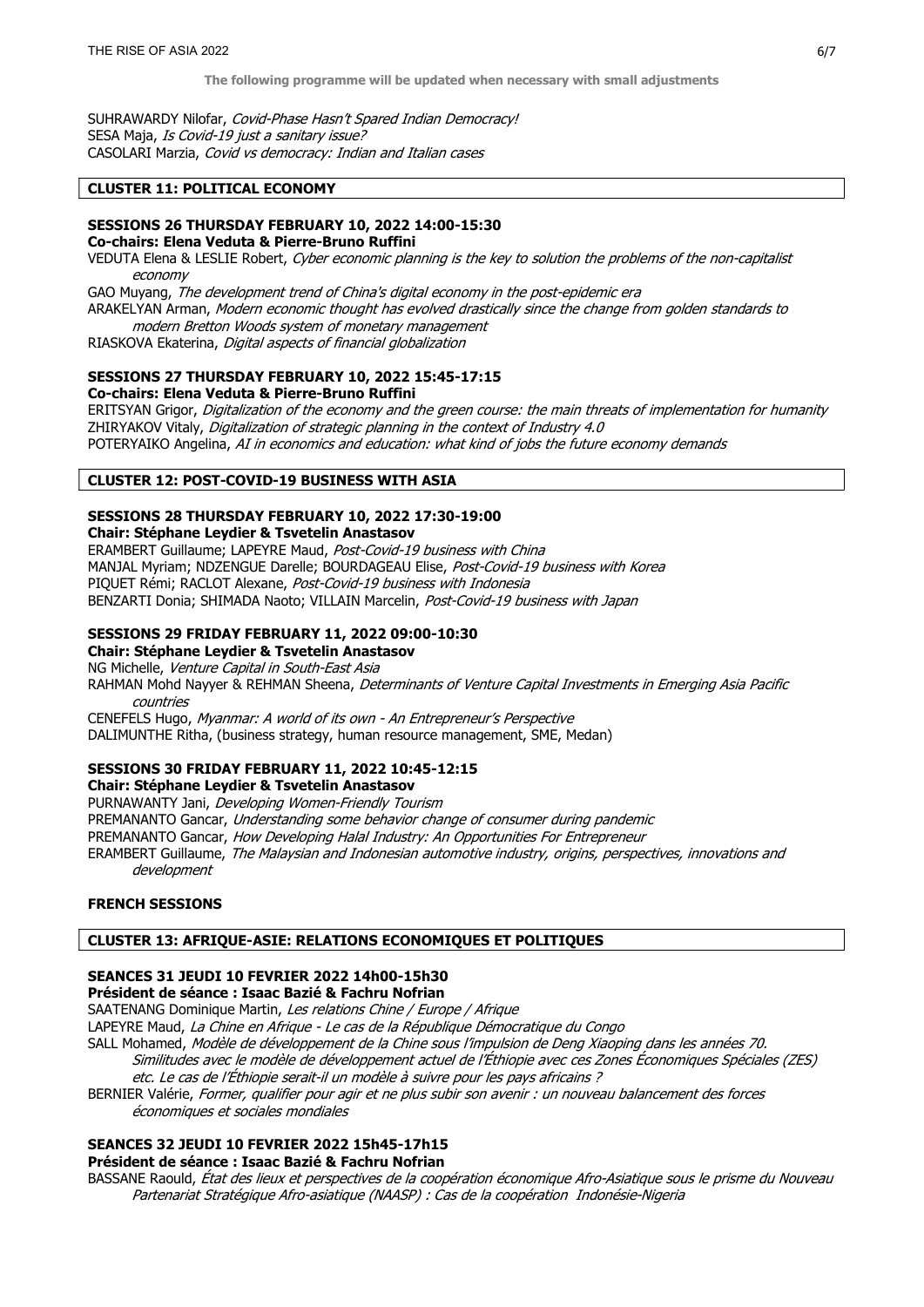**The following programme will be updated when necessary with small adjustments**

SUHRAWARDY Nilofar, *Covid-Phase Hasn't Spared Indian Democracy!*
SESA Maja, *Is Covid-19 just a sanitary issue?*
CASOLARI Marzia, *Covid vs democracy: Indian and Italian cases*

## CLUSTER 11: POLITICAL ECONOMY

### SESSIONS 26 THURSDAY FEBRUARY 10, 2022 14:00-15:30

**Co-chairs: Elena Veduta & Pierre-Bruno Ruffini**

VEDUTA Elena & LESLIE Robert, *Cyber economic planning is the key to solution the problems of the non-capitalist economy*
GAO Muyang, *The development trend of China's digital economy in the post-epidemic era*
ARAKELYAN Arman, *Modern economic thought has evolved drastically since the change from golden standards to modern Bretton Woods system of monetary management*
RIASKOVA Ekaterina, *Digital aspects of financial globalization*

### SESSIONS 27 THURSDAY FEBRUARY 10, 2022 15:45-17:15

**Co-chairs: Elena Veduta & Pierre-Bruno Ruffini**

ERITSYAN Grigor, *Digitalization of the economy and the green course: the main threats of implementation for humanity*
ZHIRYAKOV Vitaly, *Digitalization of strategic planning in the context of Industry 4.0*
POTERYAIKO Angelina, *AI in economics and education: what kind of jobs the future economy demands*

## CLUSTER 12: POST-COVID-19 BUSINESS WITH ASIA

### SESSIONS 28 THURSDAY FEBRUARY 10, 2022 17:30-19:00

**Chair: Stéphane Leydier & Tsvetelin Anastasov**

ERAMBERT Guillaume; LAPEYRE Maud, *Post-Covid-19 business with China*
MANJAL Myriam; NDZENGUE Darelle; BOURDAGEAU Elise, *Post-Covid-19 business with Korea*
PIQUET Rémi; RACLOT Alexane, *Post-Covid-19 business with Indonesia*
BENZARTI Donia; SHIMADA Naoto; VILLAIN Marcelin, *Post-Covid-19 business with Japan*

### SESSIONS 29 FRIDAY FEBRUARY 11, 2022 09:00-10:30

**Chair: Stéphane Leydier & Tsvetelin Anastasov**

NG Michelle, *Venture Capital in South-East Asia*
RAHMAN Mohd Nayyer & REHMAN Sheena, *Determinants of Venture Capital Investments in Emerging Asia Pacific countries*
CENEFELS Hugo, *Myanmar: A world of its own - An Entrepreneur's Perspective*
DALIMUNTHE Ritha, (business strategy, human resource management, SME, Medan)

### SESSIONS 30 FRIDAY FEBRUARY 11, 2022 10:45-12:15

**Chair: Stéphane Leydier & Tsvetelin Anastasov**

PURNAWANTY Jani, *Developing Women-Friendly Tourism*
PREMANANTO Gancar, *Understanding some behavior change of consumer during pandemic*
PREMANANTO Gancar, *How Developing Halal Industry: An Opportunities For Entrepreneur*
ERAMBERT Guillaume, *The Malaysian and Indonesian automotive industry, origins, perspectives, innovations and development*

## FRENCH SESSIONS

## CLUSTER 13: AFRIQUE-ASIE: RELATIONS ECONOMIQUES ET POLITIQUES

### SEANCES 31 JEUDI 10 FEVRIER 2022 14h00-15h30

**Président de séance : Isaac Bazié & Fachru Nofrian**

SAATENANG Dominique Martin, *Les relations Chine / Europe / Afrique*
LAPEYRE Maud, *La Chine en Afrique - Le cas de la République Démocratique du Congo*
SALL Mohamed, *Modèle de développement de la Chine sous l'impulsion de Deng Xiaoping dans les années 70. Similitudes avec le modèle de développement actuel de l'Éthiopie avec ces Zones Économiques Spéciales (ZES) etc. Le cas de l'Éthiopie serait-il un modèle à suivre pour les pays africains ?*
BERNIER Valérie, *Former, qualifier pour agir et ne plus subir son avenir : un nouveau balancement des forces économiques et sociales mondiales*

### SEANCES 32 JEUDI 10 FEVRIER 2022 15h45-17h15

**Président de séance : Isaac Bazié & Fachru Nofrian**

BASSANE Raould, *État des lieux et perspectives de la coopération économique Afro-Asiatique sous le prisme du Nouveau Partenariat Stratégique Afro-asiatique (NAASP) : Cas de la coopération Indonésie-Nigeria*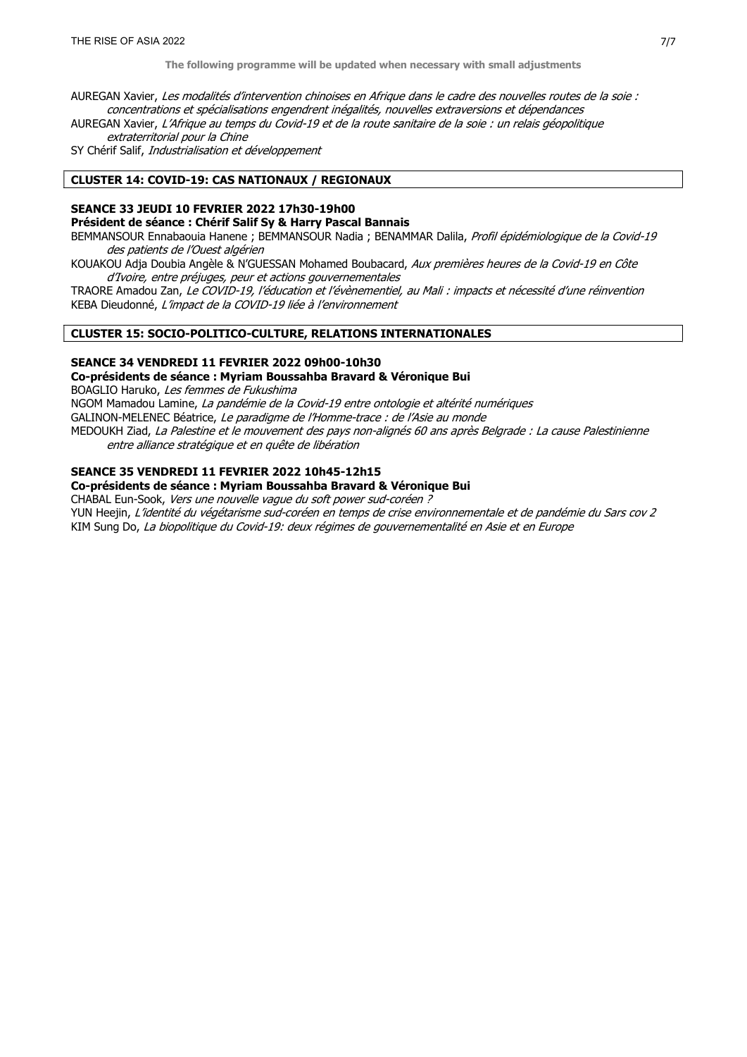**The following programme will be updated when necessary with small adjustments**

AUREGAN Xavier, *Les modalités d'intervention chinoises en Afrique dans le cadre des nouvelles routes de la soie : concentrations et spécialisations engendrent inégalités, nouvelles extraversions et dépendances*

AUREGAN Xavier, *L'Afrique au temps du Covid-19 et de la route sanitaire de la soie : un relais géopolitique extraterritorial pour la Chine*

SY Chérif Salif, *Industrialisation et développement*

## CLUSTER 14: COVID-19: CAS NATIONAUX / REGIONAUX

### SEANCE 33 JEUDI 10 FEVRIER 2022 17h30-19h00

**Président de séance : Chérif Salif Sy & Harry Pascal Bannais**

BEMMANSOUR Ennabaouia Hanene ; BEMMANSOUR Nadia ; BENAMMAR Dalila, *Profil épidémiologique de la Covid-19 des patients de l'Ouest algérien*

KOUAKOU Adja Doubia Angèle & N'GUESSAN Mohamed Boubacard, *Aux premières heures de la Covid-19 en Côte d'Ivoire, entre préjuges, peur et actions gouvernementales*

TRAORE Amadou Zan, *Le COVID-19, l'éducation et l'évènementiel, au Mali : impacts et nécessité d'une réinvention*

KEBA Dieudonné, *L'impact de la COVID-19 liée à l'environnement*

## CLUSTER 15: SOCIO-POLITICO-CULTURE, RELATIONS INTERNATIONALES

### SEANCE 34 VENDREDI 11 FEVRIER 2022 09h00-10h30

**Co-présidents de séance : Myriam Boussahba Bravard & Véronique Bui**

BOAGLIO Haruko, *Les femmes de Fukushima*

NGOM Mamadou Lamine, *La pandémie de la Covid-19 entre ontologie et altérité numériques*

GALINON-MELENEC Béatrice, *Le paradigme de l'Homme-trace : de l'Asie au monde*

MEDOUKH Ziad, *La Palestine et le mouvement des pays non-alignés 60 ans après Belgrade : La cause Palestinienne entre alliance stratégique et en quête de libération*

### SEANCE 35 VENDREDI 11 FEVRIER 2022 10h45-12h15

**Co-présidents de séance : Myriam Boussahba Bravard & Véronique Bui**

CHABAL Eun-Sook, *Vers une nouvelle vague du soft power sud-coréen ?*

YUN Heejin, *L'identité du végétarisme sud-coréen en temps de crise environnementale et de pandémie du Sars cov 2*

KIM Sung Do, *La biopolitique du Covid-19: deux régimes de gouvernementalité en Asie et en Europe*